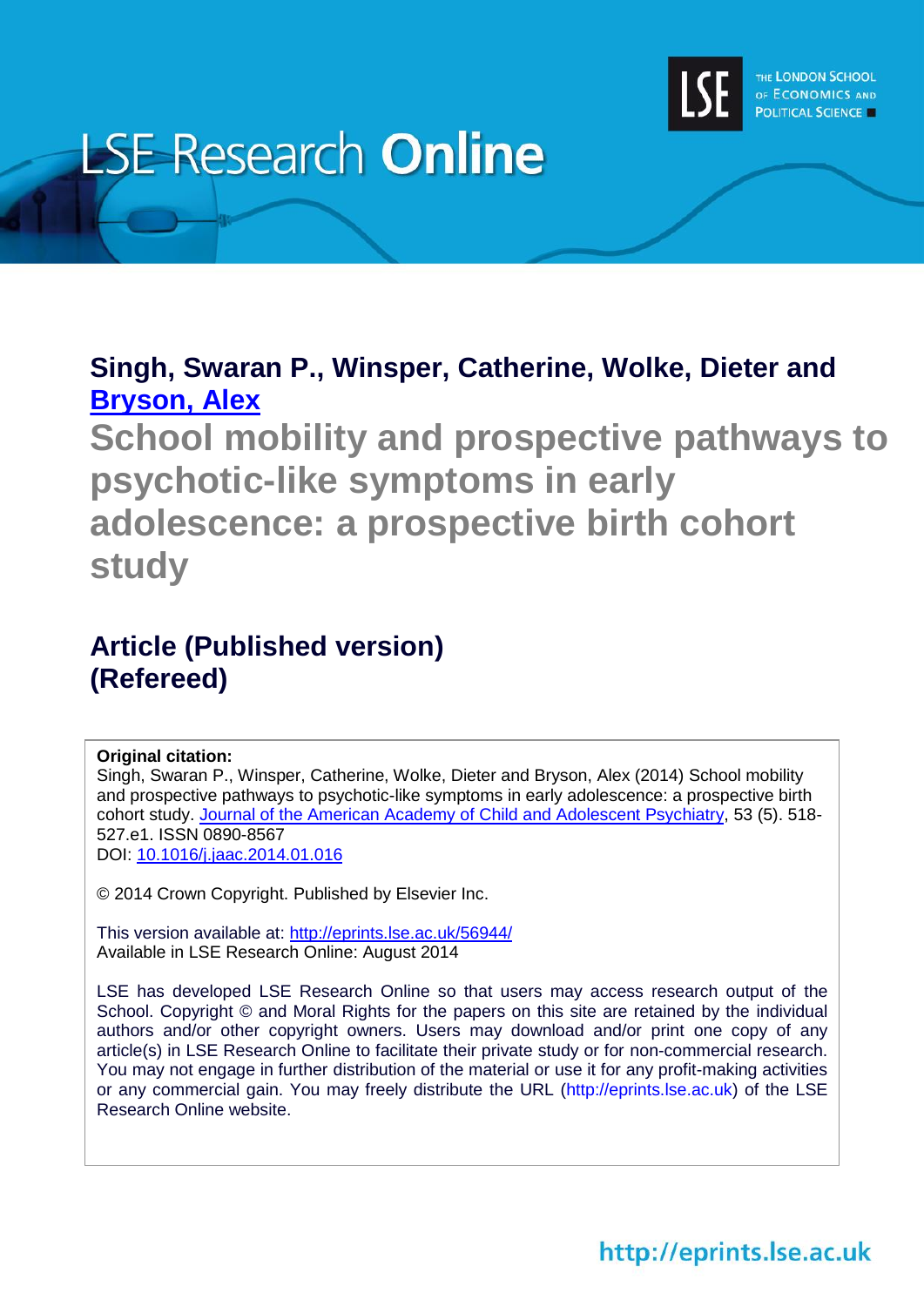# LSE Research Online

**Singh, Swaran P., Winsper, Catherine, Wolke, Dieter and Bryson, Alex**

## School mobility and prospective pathways to psychotic-like symptoms in early adolescence: a prospective birth cohort study

### Article (Published version) (Refereed)

**Original citation:**
Singh, Swaran P., Winsper, Catherine, Wolke, Dieter and Bryson, Alex (2014) School mobility and prospective pathways to psychotic-like symptoms in early adolescence: a prospective birth cohort study. Journal of the American Academy of Child and Adolescent Psychiatry, 53 (5). 518-527.e1. ISSN 0890-8567
DOI: 10.1016/j.jaac.2014.01.016

© 2014 Crown Copyright. Published by Elsevier Inc.

This version available at: http://eprints.lse.ac.uk/56944/
Available in LSE Research Online: August 2014

LSE has developed LSE Research Online so that users may access research output of the School. Copyright © and Moral Rights for the papers on this site are retained by the individual authors and/or other copyright owners. Users may download and/or print one copy of any article(s) in LSE Research Online to facilitate their private study or for non-commercial research. You may not engage in further distribution of the material or use it for any profit-making activities or any commercial gain. You may freely distribute the URL (http://eprints.lse.ac.uk) of the LSE Research Online website.

http://eprints.lse.ac.uk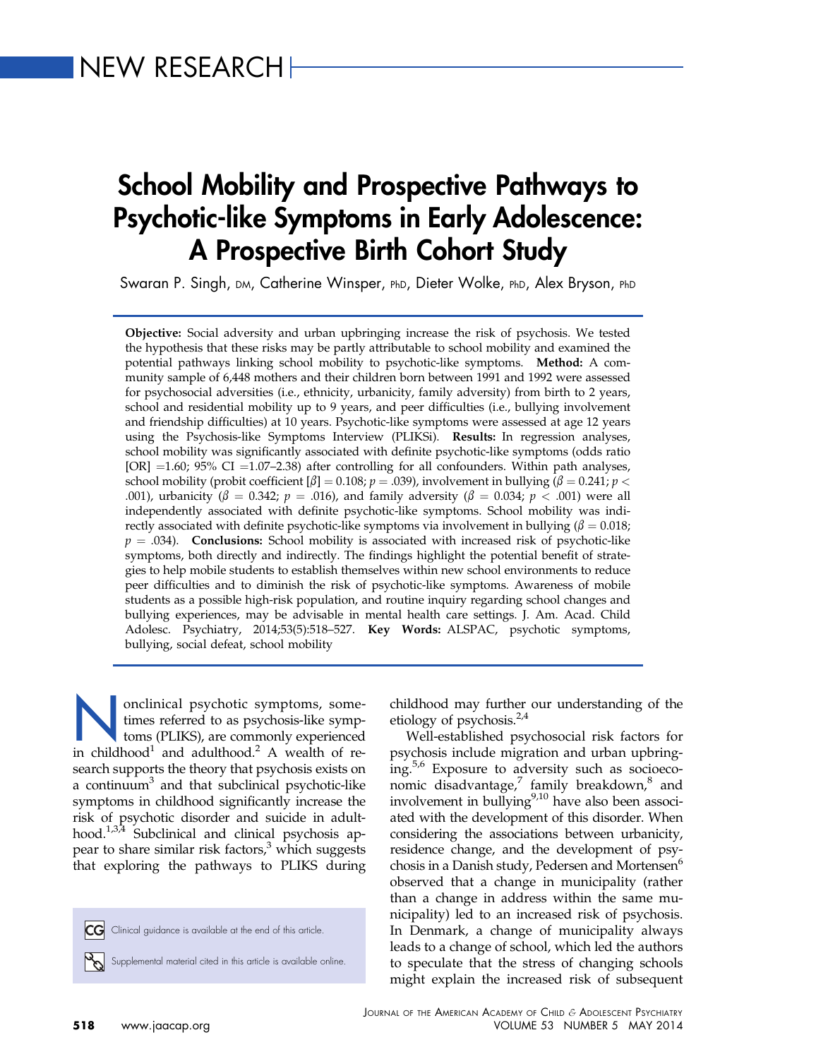NEW RESEARCH

# School Mobility and Prospective Pathways to Psychotic-like Symptoms in Early Adolescence: A Prospective Birth Cohort Study

Swaran P. Singh, DM, Catherine Winsper, PhD, Dieter Wolke, PhD, Alex Bryson, PhD

**Objective:** Social adversity and urban upbringing increase the risk of psychosis. We tested the hypothesis that these risks may be partly attributable to school mobility and examined the potential pathways linking school mobility to psychotic-like symptoms. **Method:** A community sample of 6,448 mothers and their children born between 1991 and 1992 were assessed for psychosocial adversities (i.e., ethnicity, urbanicity, family adversity) from birth to 2 years, school and residential mobility up to 9 years, and peer difficulties (i.e., bullying involvement and friendship difficulties) at 10 years. Psychotic-like symptoms were assessed at age 12 years using the Psychosis-like Symptoms Interview (PLIKSi). **Results:** In regression analyses, school mobility was significantly associated with definite psychotic-like symptoms (odds ratio [OR] =1.60; 95% CI =1.07–2.38) after controlling for all confounders. Within path analyses, school mobility (probit coefficient [$\beta$] = 0.108; $p = .039$), involvement in bullying ($\beta = 0.241$; $p < .001$), urbanicity ($\beta = 0.342$; $p = .016$), and family adversity ($\beta = 0.034$; $p < .001$) were all independently associated with definite psychotic-like symptoms. School mobility was indirectly associated with definite psychotic-like symptoms via involvement in bullying ($\beta = 0.018$; $p = .034$). **Conclusions:** School mobility is associated with increased risk of psychotic-like symptoms, both directly and indirectly. The findings highlight the potential benefit of strategies to help mobile students to establish themselves within new school environments to reduce peer difficulties and to diminish the risk of psychotic-like symptoms. Awareness of mobile students as a possible high-risk population, and routine inquiry regarding school changes and bullying experiences, may be advisable in mental health care settings. J. Am. Acad. Child Adolesc. Psychiatry, 2014;53(5):518–527. **Key Words:** ALSPAC, psychotic symptoms, bullying, social defeat, school mobility

Nonclinical psychotic symptoms, sometimes referred to as psychosis-like symptoms (PLIKS), are commonly experienced in childhood[1] and adulthood.[2] A wealth of research supports the theory that psychosis exists on a continuum[3] and that subclinical psychotic-like symptoms in childhood significantly increase the risk of psychotic disorder and suicide in adulthood.[1,3,4] Subclinical and clinical psychosis appear to share similar risk factors,[3] which suggests that exploring the pathways to PLIKS during childhood may further our understanding of the etiology of psychosis.[2,4]

Well-established psychosocial risk factors for psychosis include migration and urban upbringing.[5,6] Exposure to adversity such as socioeconomic disadvantage,[7] family breakdown,[8] and involvement in bullying[9,10] have also been associated with the development of this disorder. When considering the associations between urbanicity, residence change, and the development of psychosis in a Danish study, Pedersen and Mortensen[6] observed that a change in municipality (rather than a change in address within the same municipality) led to an increased risk of psychosis. In Denmark, a change of municipality always leads to a change of school, which led the authors to speculate that the stress of changing schools might explain the increased risk of subsequent

Clinical guidance is available at the end of this article.

Supplemental material cited in this article is available online.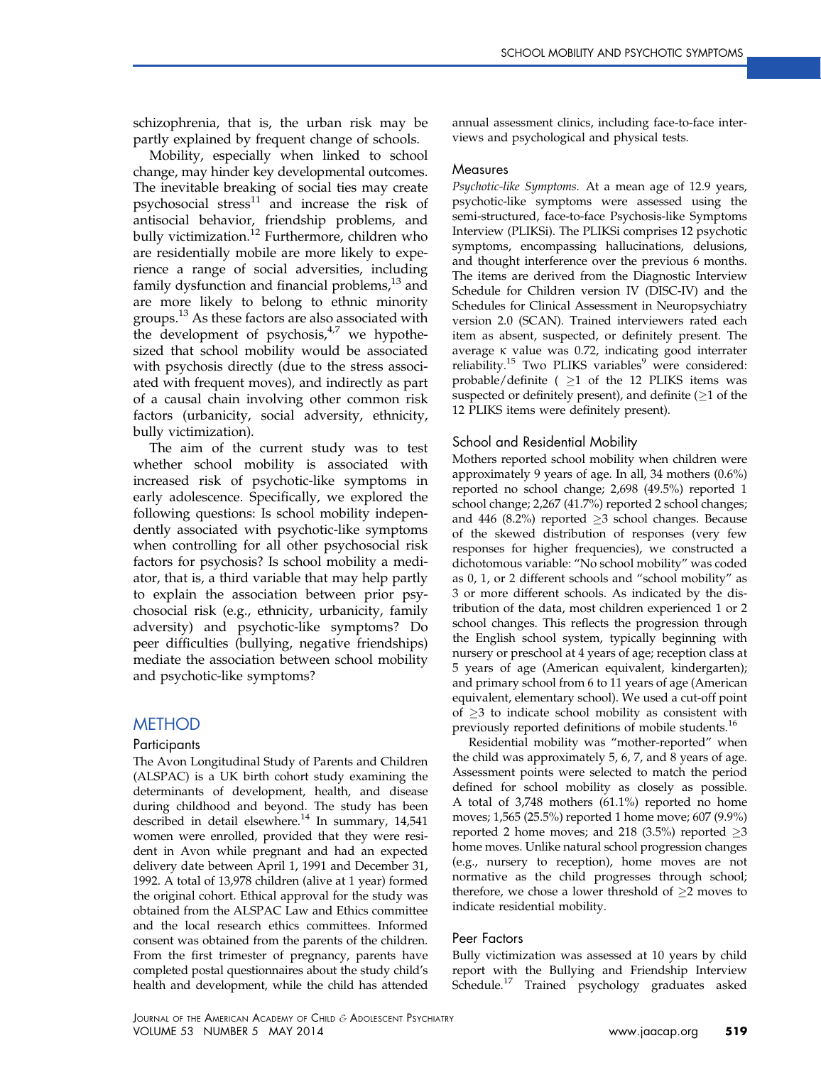schizophrenia, that is, the urban risk may be partly explained by frequent change of schools.

Mobility, especially when linked to school change, may hinder key developmental outcomes. The inevitable breaking of social ties may create psychosocial stress[11] and increase the risk of antisocial behavior, friendship problems, and bully victimization.[12] Furthermore, children who are residentially mobile are more likely to experience a range of social adversities, including family dysfunction and financial problems,[13] and are more likely to belong to ethnic minority groups.[13] As these factors are also associated with the development of psychosis,[4,7] we hypothesized that school mobility would be associated with psychosis directly (due to the stress associated with frequent moves), and indirectly as part of a causal chain involving other common risk factors (urbanicity, social adversity, ethnicity, bully victimization).

The aim of the current study was to test whether school mobility is associated with increased risk of psychotic-like symptoms in early adolescence. Specifically, we explored the following questions: Is school mobility independently associated with psychotic-like symptoms when controlling for all other psychosocial risk factors for psychosis? Is school mobility a mediator, that is, a third variable that may help partly to explain the association between prior psychosocial risk (e.g., ethnicity, urbanicity, family adversity) and psychotic-like symptoms? Do peer difficulties (bullying, negative friendships) mediate the association between school mobility and psychotic-like symptoms?

## METHOD

### Participants

The Avon Longitudinal Study of Parents and Children (ALSPAC) is a UK birth cohort study examining the determinants of development, health, and disease during childhood and beyond. The study has been described in detail elsewhere.[14] In summary, 14,541 women were enrolled, provided that they were resident in Avon while pregnant and had an expected delivery date between April 1, 1991 and December 31, 1992. A total of 13,978 children (alive at 1 year) formed the original cohort. Ethical approval for the study was obtained from the ALSPAC Law and Ethics committee and the local research ethics committees. Informed consent was obtained from the parents of the children. From the first trimester of pregnancy, parents have completed postal questionnaires about the study child's health and development, while the child has attended annual assessment clinics, including face-to-face interviews and psychological and physical tests.

### Measures

*Psychotic-like Symptoms.* At a mean age of 12.9 years, psychotic-like symptoms were assessed using the semi-structured, face-to-face Psychosis-like Symptoms Interview (PLIKSi). The PLIKSi comprises 12 psychotic symptoms, encompassing hallucinations, delusions, and thought interference over the previous 6 months. The items are derived from the Diagnostic Interview Schedule for Children version IV (DISC-IV) and the Schedules for Clinical Assessment in Neuropsychiatry version 2.0 (SCAN). Trained interviewers rated each item as absent, suspected, or definitely present. The average κ value was 0.72, indicating good interrater reliability.[15] Two PLIKS variables[9] were considered: probable/definite ( ≥1 of the 12 PLIKS items was suspected or definitely present), and definite (≥1 of the 12 PLIKS items were definitely present).

### School and Residential Mobility

Mothers reported school mobility when children were approximately 9 years of age. In all, 34 mothers (0.6%) reported no school change; 2,698 (49.5%) reported 1 school change; 2,267 (41.7%) reported 2 school changes; and 446 (8.2%) reported ≥3 school changes. Because of the skewed distribution of responses (very few responses for higher frequencies), we constructed a dichotomous variable: "No school mobility" was coded as 0, 1, or 2 different schools and "school mobility" as 3 or more different schools. As indicated by the distribution of the data, most children experienced 1 or 2 school changes. This reflects the progression through the English school system, typically beginning with nursery or preschool at 4 years of age; reception class at 5 years of age (American equivalent, kindergarten); and primary school from 6 to 11 years of age (American equivalent, elementary school). We used a cut-off point of ≥3 to indicate school mobility as consistent with previously reported definitions of mobile students.[16]

Residential mobility was "mother-reported" when the child was approximately 5, 6, 7, and 8 years of age. Assessment points were selected to match the period defined for school mobility as closely as possible. A total of 3,748 mothers (61.1%) reported no home moves; 1,565 (25.5%) reported 1 home move; 607 (9.9%) reported 2 home moves; and 218 (3.5%) reported ≥3 home moves. Unlike natural school progression changes (e.g., nursery to reception), home moves are not normative as the child progresses through school; therefore, we chose a lower threshold of ≥2 moves to indicate residential mobility.

### Peer Factors

Bully victimization was assessed at 10 years by child report with the Bullying and Friendship Interview Schedule.[17] Trained psychology graduates asked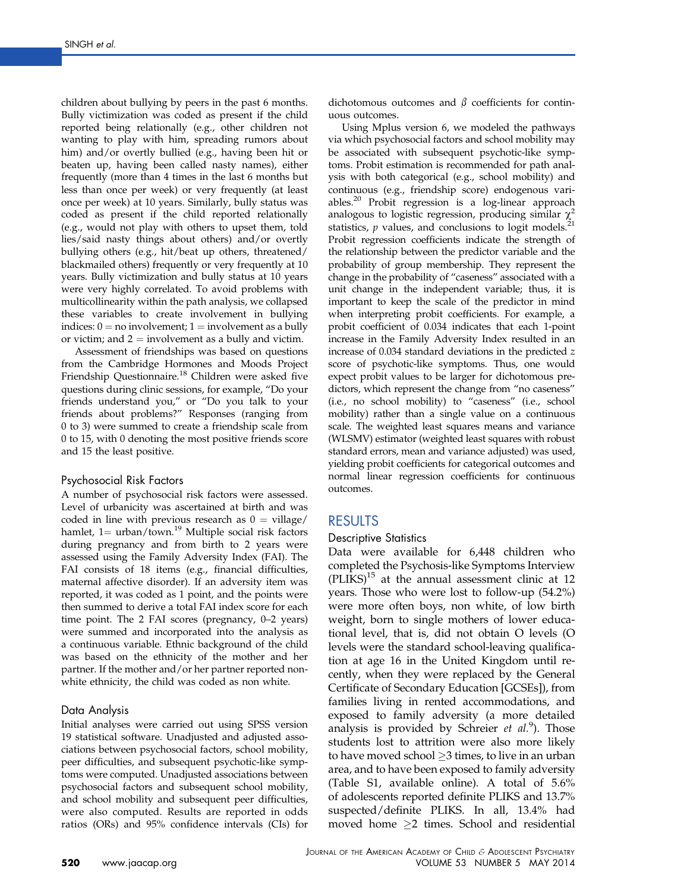children about bullying by peers in the past 6 months. Bully victimization was coded as present if the child reported being relationally (e.g., other children not wanting to play with him, spreading rumors about him) and/or overtly bullied (e.g., having been hit or beaten up, having been called nasty names), either frequently (more than 4 times in the last 6 months but less than once per week) or very frequently (at least once per week) at 10 years. Similarly, bully status was coded as present if the child reported relationally (e.g., would not play with others to upset them, told lies/said nasty things about others) and/or overtly bullying others (e.g., hit/beat up others, threatened/blackmailed others) frequently or very frequently at 10 years. Bully victimization and bully status at 10 years were very highly correlated. To avoid problems with multicollinearity within the path analysis, we collapsed these variables to create involvement in bullying indices: 0 = no involvement; 1 = involvement as a bully or victim; and 2 = involvement as a bully and victim.

Assessment of friendships was based on questions from the Cambridge Hormones and Moods Project Friendship Questionnaire.[18] Children were asked five questions during clinic sessions, for example, "Do your friends understand you," or "Do you talk to your friends about problems?" Responses (ranging from 0 to 3) were summed to create a friendship scale from 0 to 15, with 0 denoting the most positive friends score and 15 the least positive.

### Psychosocial Risk Factors

A number of psychosocial risk factors were assessed. Level of urbanicity was ascertained at birth and was coded in line with previous research as 0 = village/hamlet, 1= urban/town.[19] Multiple social risk factors during pregnancy and from birth to 2 years were assessed using the Family Adversity Index (FAI). The FAI consists of 18 items (e.g., financial difficulties, maternal affective disorder). If an adversity item was reported, it was coded as 1 point, and the points were then summed to derive a total FAI index score for each time point. The 2 FAI scores (pregnancy, 0–2 years) were summed and incorporated into the analysis as a continuous variable. Ethnic background of the child was based on the ethnicity of the mother and her partner. If the mother and/or her partner reported non-white ethnicity, the child was coded as non white.

### Data Analysis

Initial analyses were carried out using SPSS version 19 statistical software. Unadjusted and adjusted associations between psychosocial factors, school mobility, peer difficulties, and subsequent psychotic-like symptoms were computed. Unadjusted associations between psychosocial factors and subsequent school mobility, and school mobility and subsequent peer difficulties, were also computed. Results are reported in odds ratios (ORs) and 95% confidence intervals (CIs) for dichotomous outcomes and $\beta$ coefficients for continuous outcomes.

Using Mplus version 6, we modeled the pathways via which psychosocial factors and school mobility may be associated with subsequent psychotic-like symptoms. Probit estimation is recommended for path analysis with both categorical (e.g., school mobility) and continuous (e.g., friendship score) endogenous variables.[20] Probit regression is a log-linear approach analogous to logistic regression, producing similar $\chi^2$ statistics, $p$ values, and conclusions to logit models.[21] Probit regression coefficients indicate the strength of the relationship between the predictor variable and the probability of group membership. They represent the change in the probability of "caseness" associated with a unit change in the independent variable; thus, it is important to keep the scale of the predictor in mind when interpreting probit coefficients. For example, a probit coefficient of 0.034 indicates that each 1-point increase in the Family Adversity Index resulted in an increase of 0.034 standard deviations in the predicted $z$ score of psychotic-like symptoms. Thus, one would expect probit values to be larger for dichotomous predictors, which represent the change from "no caseness" (i.e., no school mobility) to "caseness" (i.e., school mobility) rather than a single value on a continuous scale. The weighted least squares means and variance (WLSMV) estimator (weighted least squares with robust standard errors, mean and variance adjusted) was used, yielding probit coefficients for categorical outcomes and normal linear regression coefficients for continuous outcomes.

## RESULTS

### Descriptive Statistics

Data were available for 6,448 children who completed the Psychosis-like Symptoms Interview (PLIKS)[15] at the annual assessment clinic at 12 years. Those who were lost to follow-up (54.2%) were more often boys, non white, of low birth weight, born to single mothers of lower educational level, that is, did not obtain O levels (O levels were the standard school-leaving qualification at age 16 in the United Kingdom until recently, when they were replaced by the General Certificate of Secondary Education [GCSEs]), from families living in rented accommodations, and exposed to family adversity (a more detailed analysis is provided by Schreier *et al.*[9]). Those students lost to attrition were also more likely to have moved school ≥3 times, to live in an urban area, and to have been exposed to family adversity (Table S1, available online). A total of 5.6% of adolescents reported definite PLIKS and 13.7% suspected/definite PLIKS. In all, 13.4% had moved home ≥2 times. School and residential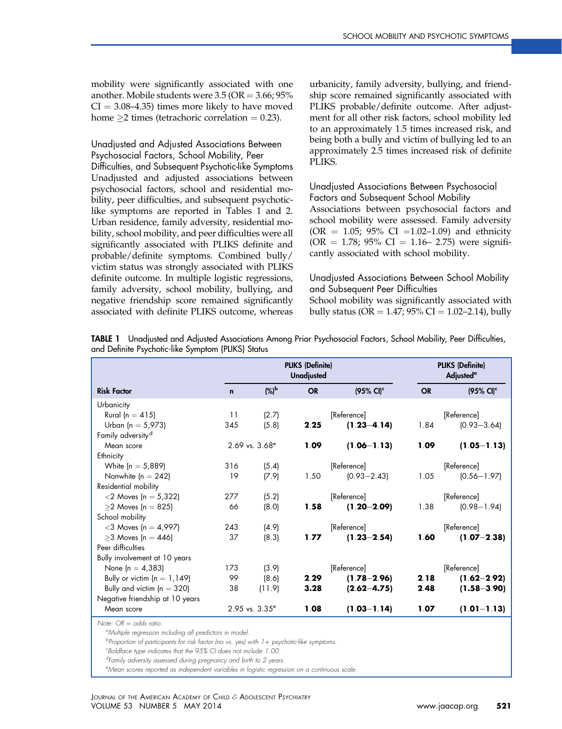mobility were significantly associated with one another. Mobile students were 3.5 (OR = 3.66; 95% CI = 3.08–4.35) times more likely to have moved home ≥2 times (tetrachoric correlation = 0.23).

### Unadjusted and Adjusted Associations Between Psychosocial Factors, School Mobility, Peer Difficulties, and Subsequent Psychotic-like Symptoms

Unadjusted and adjusted associations between psychosocial factors, school and residential mobility, peer difficulties, and subsequent psychotic-like symptoms are reported in Tables 1 and 2. Urban residence, family adversity, residential mobility, school mobility, and peer difficulties were all significantly associated with PLIKS definite and probable/definite symptoms. Combined bully/victim status was strongly associated with PLIKS definite outcome. In multiple logistic regressions, family adversity, school mobility, bullying, and negative friendship score remained significantly associated with definite PLIKS outcome, whereas urbanicity, family adversity, bullying, and friendship score remained significantly associated with PLIKS probable/definite outcome. After adjustment for all other risk factors, school mobility led to an approximately 1.5 times increased risk, and being both a bully and victim of bullying led to an approximately 2.5 times increased risk of definite PLIKS.

### Unadjusted Associations Between Psychosocial Factors and Subsequent School Mobility

Associations between psychosocial factors and school mobility were assessed. Family adversity (OR = 1.05; 95% CI =1.02–1.09) and ethnicity (OR = 1.78; 95% CI = 1.16– 2.75) were significantly associated with school mobility.

### Unadjusted Associations Between School Mobility and Subsequent Peer Difficulties

School mobility was significantly associated with bully status (OR = 1.47; 95% CI = 1.02–2.14), bully

**TABLE 1** Unadjusted and Adjusted Associations Among Prior Psychosocial Factors, School Mobility, Peer Difficulties, and Definite Psychotic-like Symptom (PLIKS) Status

| | PLIKS (Definite) Unadjusted | | | | PLIKS (Definite) Adjusted[a] | |
|---|---|---|---|---|---|---|
| **Risk Factor** | **n** | **(%)[b]** | **OR** | **(95% CI)[c]** | **OR** | **(95% CI)[c]** |
| Urbanicity | | | | | | |
| Rural (n = 415) | 11 | (2.7) | | [Reference] | | [Reference] |
| Urban (n = 5,973) | 345 | (5.8) | **2.25** | **(1.23–4.14)** | 1.84 | (0.93–3.64) |
| Family adversity[d] | | | | | | |
| Mean score | 2.69 vs. 3.68[e] | | **1.09** | **(1.06–1.13)** | **1.09** | **(1.05–1.13)** |
| Ethnicity | | | | | | |
| White (n = 5,889) | 316 | (5.4) | | [Reference] | | [Reference] |
| Nonwhite (n = 242) | 19 | (7.9) | 1.50 | (0.93–2.43) | 1.05 | (0.56–1.97) |
| Residential mobility | | | | | | |
| <2 Moves (n = 5,322) | 277 | (5.2) | | [Reference] | | [Reference] |
| ≥2 Moves (n = 825) | 66 | (8.0) | **1.58** | **(1.20–2.09)** | 1.38 | (0.98–1.94) |
| School mobility | | | | | | |
| <3 Moves (n = 4,997) | 243 | (4.9) | | [Reference] | | [Reference] |
| ≥3 Moves (n = 446) | 37 | (8.3) | **1.77** | **(1.23–2.54)** | **1.60** | **(1.07–2.38)** |
| Peer difficulties | | | | | | |
| Bully involvement at 10 years | | | | | | |
| None (n = 4,383) | 173 | (3.9) | | [Reference] | | [Reference] |
| Bully or victim (n = 1,149) | 99 | (8.6) | **2.29** | **(1.78–2.96)** | **2.18** | **(1.62–2.92)** |
| Bully and victim (n = 320) | 38 | (11.9) | **3.28** | **(2.62–4.75)** | **2.48** | **(1.58–3.90)** |
| Negative friendship at 10 years | | | | | | |
| Mean score | 2.95 vs. 3.35[e] | | **1.08** | **(1.03–1.14)** | **1.07** | **(1.01–1.13)** |

*Note: OR = odds ratio.*
[a]*Multiple regression including all predictors in model.*
[b]*Proportion of participants for risk factor (no vs. yes) with 1+ psychotic-like symptoms.*
[c]*Boldface type indicates that the 95% CI does not include 1.00.*
[d]*Family adversity assessed during pregnancy and birth to 2 years.*
[e]*Mean scores reported as independent variables in logistic regression on a continuous scale.*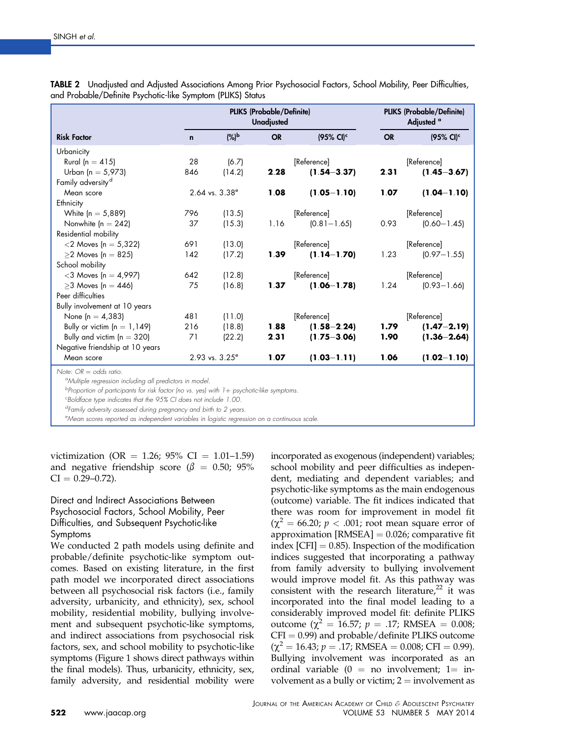**TABLE 2** Unadjusted and Adjusted Associations Among Prior Psychosocial Factors, School Mobility, Peer Difficulties, and Probable/Definite Psychotic-like Symptom (PLIKS) Status

| | PLIKS (Probable/Definite) Unadjusted | | | | PLIKS (Probable/Definite) Adjusted [a] | |
|---|---|---|---|---|---|---|
| **Risk Factor** | **n** | **(%)[b]** | **OR** | **(95% CI)[c]** | **OR** | **(95% CI)[c]** |
| Urbanicity | | | | | | |
| Rural (n = 415) | 28 | (6.7) | | [Reference] | | [Reference] |
| Urban (n = 5,973) | 846 | (14.2) | **2.28** | **(1.54–3.37)** | **2.31** | **(1.45–3.67)** |
| Family adversity[d] | | | | | | |
| Mean score | 2.64 vs. 3.38[e] | | **1.08** | **(1.05–1.10)** | **1.07** | **(1.04–1.10)** |
| Ethnicity | | | | | | |
| White (n = 5,889) | 796 | (13.5) | | [Reference] | | [Reference] |
| Nonwhite (n = 242) | 37 | (15.3) | 1.16 | (0.81–1.65) | 0.93 | (0.60–1.45) |
| Residential mobility | | | | | | |
| <2 Moves (n = 5,322) | 691 | (13.0) | | [Reference] | | [Reference] |
| ≥2 Moves (n = 825) | 142 | (17.2) | **1.39** | **(1.14–1.70)** | 1.23 | (0.97–1.55) |
| School mobility | | | | | | |
| <3 Moves (n = 4,997) | 642 | (12.8) | | [Reference] | | [Reference] |
| ≥3 Moves (n = 446) | 75 | (16.8) | **1.37** | **(1.06–1.78)** | 1.24 | (0.93–1.66) |
| Peer difficulties | | | | | | |
| Bully involvement at 10 years | | | | | | |
| None (n = 4,383) | 481 | (11.0) | | [Reference] | | [Reference] |
| Bully or victim (n = 1,149) | 216 | (18.8) | **1.88** | **(1.58–2.24)** | **1.79** | **(1.47–2.19)** |
| Bully and victim (n = 320) | 71 | (22.2) | **2.31** | **(1.75–3.06)** | **1.90** | **(1.36–2.64)** |
| Negative friendship at 10 years | | | | | | |
| Mean score | 2.93 vs. 3.25[e] | | **1.07** | **(1.03–1.11)** | **1.06** | **(1.02–1.10)** |

*Note: OR = odds ratio.*
[a]*Multiple regression including all predictors in model.*
[b]*Proportion of participants for risk factor (no vs. yes) with 1+ psychotic-like symptoms.*
[c]*Boldface type indicates that the 95% CI does not include 1.00.*
[d]*Family adversity assessed during pregnancy and birth to 2 years.*
[e]*Mean scores reported as independent variables in logistic regression on a continuous scale.*

victimization (OR = 1.26; 95% CI = 1.01–1.59) and negative friendship score ($\beta$ = 0.50; 95% CI = 0.29–0.72).

### Direct and Indirect Associations Between Psychosocial Factors, School Mobility, Peer Difficulties, and Subsequent Psychotic-like Symptoms

We conducted 2 path models using definite and probable/definite psychotic-like symptom outcomes. Based on existing literature, in the first path model we incorporated direct associations between all psychosocial risk factors (i.e., family adversity, urbanicity, and ethnicity), sex, school mobility, residential mobility, bullying involvement and subsequent psychotic-like symptoms, and indirect associations from psychosocial risk factors, sex, and school mobility to psychotic-like symptoms (Figure 1 shows direct pathways within the final models). Thus, urbanicity, ethnicity, sex, family adversity, and residential mobility were incorporated as exogenous (independent) variables; school mobility and peer difficulties as independent, mediating and dependent variables; and psychotic-like symptoms as the main endogenous (outcome) variable. The fit indices indicated that there was room for improvement in model fit ($\chi^2$ = 66.20; $p < .001$; root mean square error of approximation [RMSEA] = 0.026; comparative fit index [CFI] = 0.85). Inspection of the modification indices suggested that incorporating a pathway from family adversity to bullying involvement would improve model fit. As this pathway was consistent with the research literature,[22] it was incorporated into the final model leading to a considerably improved model fit: definite PLIKS outcome ($\chi^2$ = 16.57; $p$ = .17; RMSEA = 0.008; CFI = 0.99) and probable/definite PLIKS outcome ($\chi^2$ = 16.43; $p$ = .17; RMSEA = 0.008; CFI = 0.99). Bullying involvement was incorporated as an ordinal variable (0 = no involvement; 1= involvement as a bully or victim; 2 = involvement as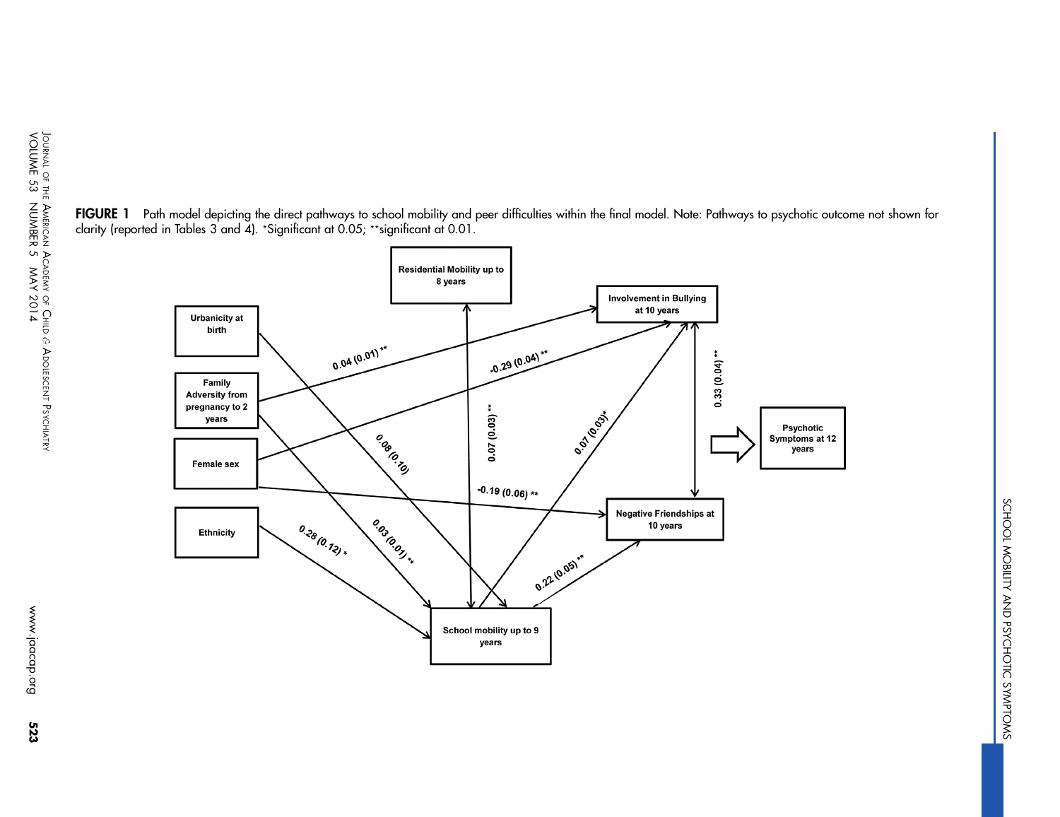**FIGURE 1** Path model depicting the direct pathways to school mobility and peer difficulties within the final model. Note: Pathways to psychotic outcome not shown for clarity (reported in Tables 3 and 4). *Significant at 0.05; **significant at 0.01.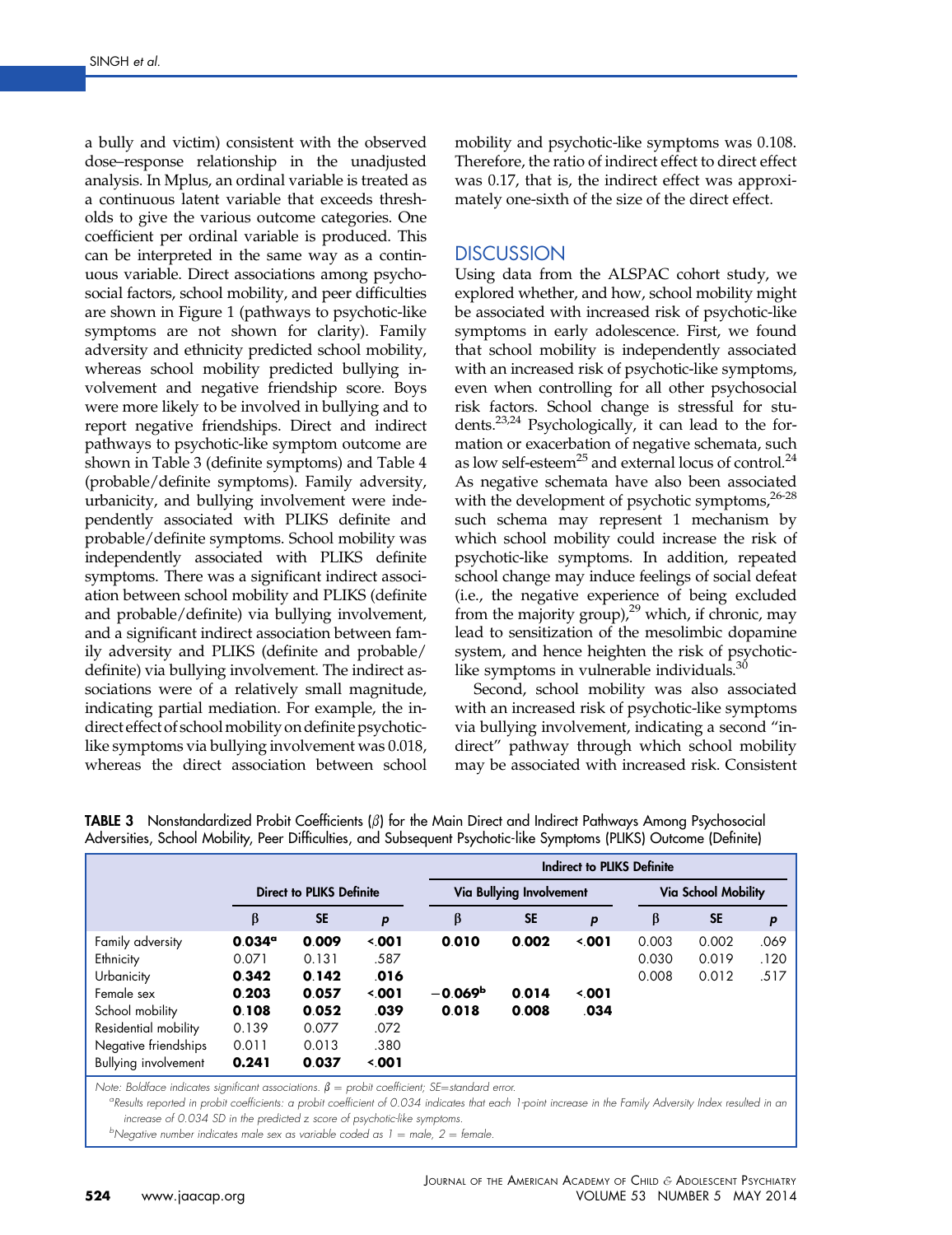a bully and victim) consistent with the observed dose–response relationship in the unadjusted analysis. In Mplus, an ordinal variable is treated as a continuous latent variable that exceeds thresholds to give the various outcome categories. One coefficient per ordinal variable is produced. This can be interpreted in the same way as a continuous variable. Direct associations among psychosocial factors, school mobility, and peer difficulties are shown in Figure 1 (pathways to psychotic-like symptoms are not shown for clarity). Family adversity and ethnicity predicted school mobility, whereas school mobility predicted bullying involvement and negative friendship score. Boys were more likely to be involved in bullying and to report negative friendships. Direct and indirect pathways to psychotic-like symptom outcome are shown in Table 3 (definite symptoms) and Table 4 (probable/definite symptoms). Family adversity, urbanicity, and bullying involvement were independently associated with PLIKS definite and probable/definite symptoms. School mobility was independently associated with PLIKS definite symptoms. There was a significant indirect association between school mobility and PLIKS (definite and probable/definite) via bullying involvement, and a significant indirect association between family adversity and PLIKS (definite and probable/definite) via bullying involvement. The indirect associations were of a relatively small magnitude, indicating partial mediation. For example, the indirect effect of school mobility on definite psychotic-like symptoms via bullying involvement was 0.018, whereas the direct association between school mobility and psychotic-like symptoms was 0.108. Therefore, the ratio of indirect effect to direct effect was 0.17, that is, the indirect effect was approximately one-sixth of the size of the direct effect.

## DISCUSSION

Using data from the ALSPAC cohort study, we explored whether, and how, school mobility might be associated with increased risk of psychotic-like symptoms in early adolescence. First, we found that school mobility is independently associated with an increased risk of psychotic-like symptoms, even when controlling for all other psychosocial risk factors. School change is stressful for students.[23,24] Psychologically, it can lead to the formation or exacerbation of negative schemata, such as low self-esteem[25] and external locus of control.[24] As negative schemata have also been associated with the development of psychotic symptoms,[26-28] such schema may represent 1 mechanism by which school mobility could increase the risk of psychotic-like symptoms. In addition, repeated school change may induce feelings of social defeat (i.e., the negative experience of being excluded from the majority group),[29] which, if chronic, may lead to sensitization of the mesolimbic dopamine system, and hence heighten the risk of psychotic-like symptoms in vulnerable individuals.[30]

Second, school mobility was also associated with an increased risk of psychotic-like symptoms via bullying involvement, indicating a second "indirect" pathway through which school mobility may be associated with increased risk. Consistent

**TABLE 3** Nonstandardized Probit Coefficients (β) for the Main Direct and Indirect Pathways Among Psychosocial Adversities, School Mobility, Peer Difficulties, and Subsequent Psychotic-like Symptoms (PLIKS) Outcome (Definite)

| | Direct to PLIKS Definite | | | Indirect to PLIKS Definite | | | | | |
|---|---|---|---|---|---|---|---|---|---|
| | | | | Via Bullying Involvement | | | Via School Mobility | | |
| | β | SE | *p* | β | SE | *p* | β | SE | *p* |
| Family adversity | **0.034**[a] | **0.009** | **<.001** | **0.010** | **0.002** | **<.001** | 0.003 | 0.002 | .069 |
| Ethnicity | 0.071 | 0.131 | .587 | | | | 0.030 | 0.019 | .120 |
| Urbanicity | **0.342** | **0.142** | **.016** | | | | 0.008 | 0.012 | .517 |
| Female sex | **0.203** | **0.057** | **<.001** | **−0.069**[b] | **0.014** | **<.001** | | | |
| School mobility | **0.108** | **0.052** | **.039** | **0.018** | **0.008** | **.034** | | | |
| Residential mobility | 0.139 | 0.077 | .072 | | | | | | |
| Negative friendships | 0.011 | 0.013 | .380 | | | | | | |
| Bullying involvement | **0.241** | **0.037** | **<.001** | | | | | | |

*Note: Boldface indicates significant associations. β = probit coefficient; SE=standard error.*

[a]*Results reported in probit coefficients: a probit coefficient of 0.034 indicates that each 1-point increase in the Family Adversity Index resulted in an increase of 0.034 SD in the predicted z score of psychotic-like symptoms.*

[b]*Negative number indicates male sex as variable coded as 1 = male, 2 = female.*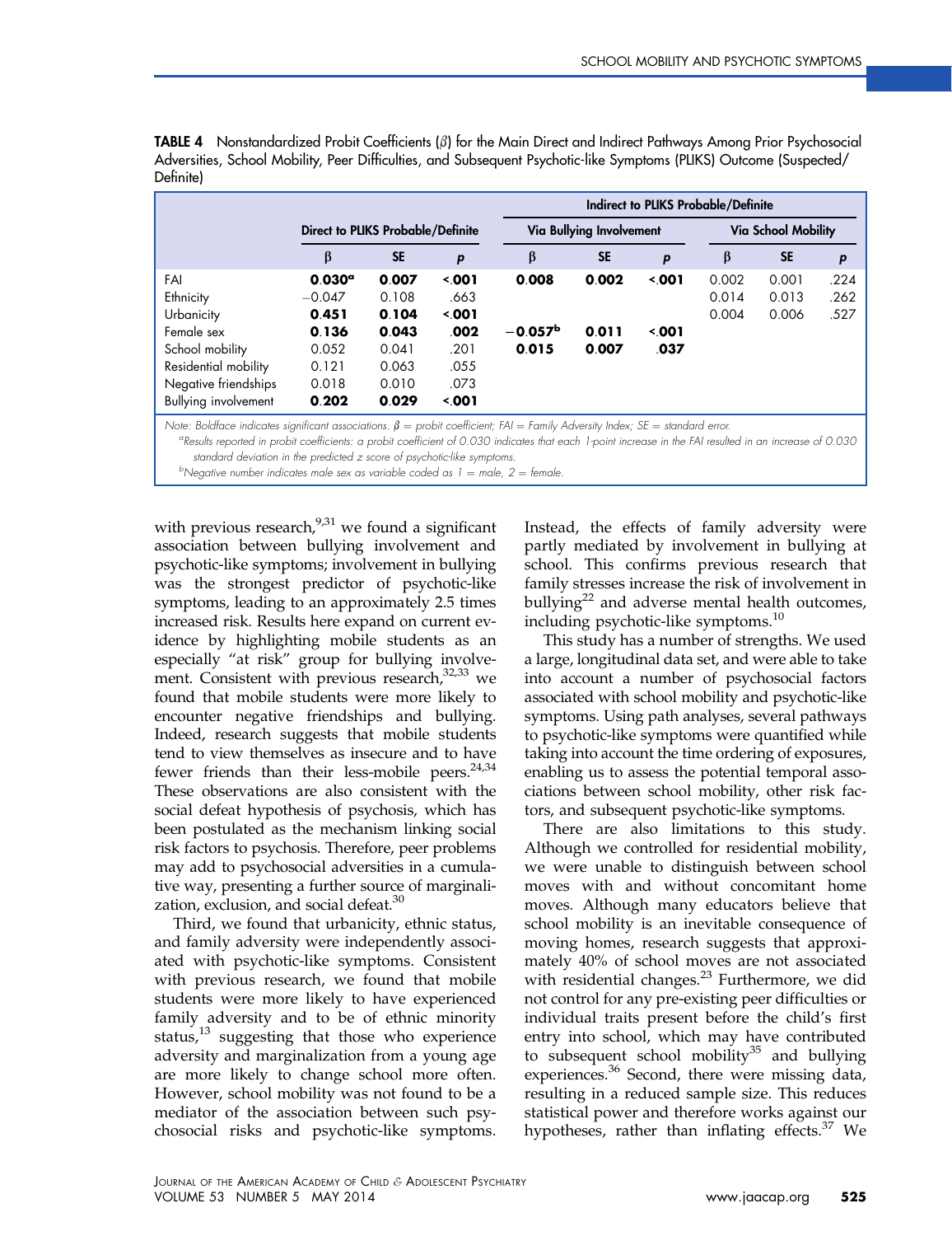**TABLE 4** Nonstandardized Probit Coefficients (β) for the Main Direct and Indirect Pathways Among Prior Psychosocial Adversities, School Mobility, Peer Difficulties, and Subsequent Psychotic-like Symptoms (PLIKS) Outcome (Suspected/Definite)

| | Direct to PLIKS Probable/Definite | | | Indirect to PLIKS Probable/Definite | | | | | |
|---|---|---|---|---|---|---|---|---|---|
| | | | | Via Bullying Involvement | | | Via School Mobility | | |
| | β | SE | p | β | SE | p | β | SE | p |
| FAI | **0.030[a]** | **0.007** | **<.001** | **0.008** | **0.002** | **<.001** | 0.002 | 0.001 | .224 |
| Ethnicity | −0.047 | 0.108 | .663 | | | | 0.014 | 0.013 | .262 |
| Urbanicity | **0.451** | **0.104** | **<.001** | | | | 0.004 | 0.006 | .527 |
| Female sex | **0.136** | **0.043** | **.002** | **−0.057[b]** | **0.011** | **<.001** | | | |
| School mobility | 0.052 | 0.041 | .201 | **0.015** | **0.007** | **.037** | | | |
| Residential mobility | 0.121 | 0.063 | .055 | | | | | | |
| Negative friendships | 0.018 | 0.010 | .073 | | | | | | |
| Bullying involvement | **0.202** | **0.029** | **<.001** | | | | | | |

*Note: Boldface indicates significant associations. β = probit coefficient; FAI = Family Adversity Index; SE = standard error.*

*[a]Results reported in probit coefficients: a probit coefficient of 0.030 indicates that each 1-point increase in the FAI resulted in an increase of 0.030 standard deviation in the predicted z score of psychotic-like symptoms.*

*[b]Negative number indicates male sex as variable coded as 1 = male, 2 = female.*

with previous research,[9,31] we found a significant association between bullying involvement and psychotic-like symptoms; involvement in bullying was the strongest predictor of psychotic-like symptoms, leading to an approximately 2.5 times increased risk. Results here expand on current evidence by highlighting mobile students as an especially "at risk" group for bullying involvement. Consistent with previous research,[32,33] we found that mobile students were more likely to encounter negative friendships and bullying. Indeed, research suggests that mobile students tend to view themselves as insecure and to have fewer friends than their less-mobile peers.[24,34] These observations are also consistent with the social defeat hypothesis of psychosis, which has been postulated as the mechanism linking social risk factors to psychosis. Therefore, peer problems may add to psychosocial adversities in a cumulative way, presenting a further source of marginalization, exclusion, and social defeat.[30]

Third, we found that urbanicity, ethnic status, and family adversity were independently associated with psychotic-like symptoms. Consistent with previous research, we found that mobile students were more likely to have experienced family adversity and to be of ethnic minority status,[13] suggesting that those who experience adversity and marginalization from a young age are more likely to change school more often. However, school mobility was not found to be a mediator of the association between such psychosocial risks and psychotic-like symptoms. Instead, the effects of family adversity were partly mediated by involvement in bullying at school. This confirms previous research that family stresses increase the risk of involvement in bullying[22] and adverse mental health outcomes, including psychotic-like symptoms.[10]

This study has a number of strengths. We used a large, longitudinal data set, and were able to take into account a number of psychosocial factors associated with school mobility and psychotic-like symptoms. Using path analyses, several pathways to psychotic-like symptoms were quantified while taking into account the time ordering of exposures, enabling us to assess the potential temporal associations between school mobility, other risk factors, and subsequent psychotic-like symptoms.

There are also limitations to this study. Although we controlled for residential mobility, we were unable to distinguish between school moves with and without concomitant home moves. Although many educators believe that school mobility is an inevitable consequence of moving homes, research suggests that approximately 40% of school moves are not associated with residential changes.[23] Furthermore, we did not control for any pre-existing peer difficulties or individual traits present before the child's first entry into school, which may have contributed to subsequent school mobility[35] and bullying experiences.[36] Second, there were missing data, resulting in a reduced sample size. This reduces statistical power and therefore works against our hypotheses, rather than inflating effects.[37] We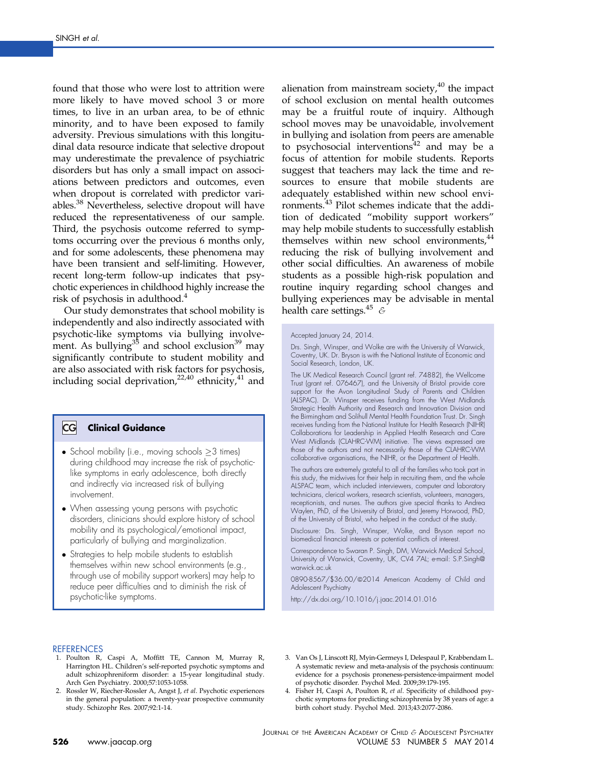found that those who were lost to attrition were more likely to have moved school 3 or more times, to live in an urban area, to be of ethnic minority, and to have been exposed to family adversity. Previous simulations with this longitudinal data resource indicate that selective dropout may underestimate the prevalence of psychiatric disorders but has only a small impact on associations between predictors and outcomes, even when dropout is correlated with predictor variables.[38] Nevertheless, selective dropout will have reduced the representativeness of our sample. Third, the psychosis outcome referred to symptoms occurring over the previous 6 months only, and for some adolescents, these phenomena may have been transient and self-limiting. However, recent long-term follow-up indicates that psychotic experiences in childhood highly increase the risk of psychosis in adulthood.[4]

Our study demonstrates that school mobility is independently and also indirectly associated with psychotic-like symptoms via bullying involvement. As bullying[35] and school exclusion[39] may significantly contribute to student mobility and are also associated with risk factors for psychosis, including social deprivation,[22,40] ethnicity,[41] and alienation from mainstream society,[40] the impact of school exclusion on mental health outcomes may be a fruitful route of inquiry. Although school moves may be unavoidable, involvement in bullying and isolation from peers are amenable to psychosocial interventions[42] and may be a focus of attention for mobile students. Reports suggest that teachers may lack the time and resources to ensure that mobile students are adequately established within new school environments.[43] Pilot schemes indicate that the addition of dedicated "mobility support workers" may help mobile students to successfully establish themselves within new school environments,[44] reducing the risk of bullying involvement and other social difficulties. An awareness of mobile students as a possible high-risk population and routine inquiry regarding school changes and bullying experiences may be advisable in mental health care settings.[45] &

### CG Clinical Guidance

- School mobility (i.e., moving schools ≥3 times) during childhood may increase the risk of psychotic-like symptoms in early adolescence, both directly and indirectly via increased risk of bullying involvement.
- When assessing young persons with psychotic disorders, clinicians should explore history of school mobility and its psychological/emotional impact, particularly of bullying and marginalization.
- Strategies to help mobile students to establish themselves within new school environments (e.g., through use of mobility support workers) may help to reduce peer difficulties and to diminish the risk of psychotic-like symptoms.

Accepted January 24, 2014.

Drs. Singh, Winsper, and Wolke are with the University of Warwick, Coventry, UK. Dr. Bryson is with the National Institute of Economic and Social Research, London, UK.

The UK Medical Research Council (grant ref. 74882), the Wellcome Trust (grant ref. 076467), and the University of Bristol provide core support for the Avon Longitudinal Study of Parents and Children (ALSPAC). Dr. Winsper receives funding from the West Midlands Strategic Health Authority and Research and Innovation Division and the Birmingham and Solihull Mental Health Foundation Trust. Dr. Singh receives funding from the National Institute for Health Research (NIHR) Collaborations for Leadership in Applied Health Research and Care West Midlands (CLAHRC-WM) initiative. The views expressed are those of the authors and not necessarily those of the CLAHRC-WM collaborative organisations, the NIHR, or the Department of Health.

The authors are extremely grateful to all of the families who took part in this study, the midwives for their help in recruiting them, and the whole ALSPAC team, which included interviewers, computer and laboratory technicians, clerical workers, research scientists, volunteers, managers, receptionists, and nurses. The authors give special thanks to Andrea Waylen, PhD, of the University of Bristol, and Jeremy Horwood, PhD, of the University of Bristol, who helped in the conduct of the study.

Disclosure: Drs. Singh, Winsper, Wolke, and Bryson report no biomedical financial interests or potential conflicts of interest.

Correspondence to Swaran P. Singh, DM, Warwick Medical School, University of Warwick, Coventry, UK, CV4 7AL; e-mail: S.P.Singh@warwick.ac.uk

0890-8567/$36.00/©2014 American Academy of Child and Adolescent Psychiatry

http://dx.doi.org/10.1016/j.jaac.2014.01.016

## REFERENCES

1. Poulton R, Caspi A, Moffitt TE, Cannon M, Murray R, Harrington HL. Children's self-reported psychotic symptoms and adult schizophreniform disorder: a 15-year longitudinal study. Arch Gen Psychiatry. 2000;57:1053-1058.
2. Rossler W, Riecher-Rossler A, Angst J, *et al*. Psychotic experiences in the general population: a twenty-year prospective community study. Schizophr Res. 2007;92:1-14.
3. Van Os J, Linscott RJ, Myin-Germeys I, Delespaul P, Krabbendam L. A systematic review and meta-analysis of the psychosis continuum: evidence for a psychosis proneness-persistence-impairment model of psychotic disorder. Psychol Med. 2009;39:179-195.
4. Fisher H, Caspi A, Poulton R, *et al*. Specificity of childhood psychotic symptoms for predicting schizophrenia by 38 years of age: a birth cohort study. Psychol Med. 2013;43:2077-2086.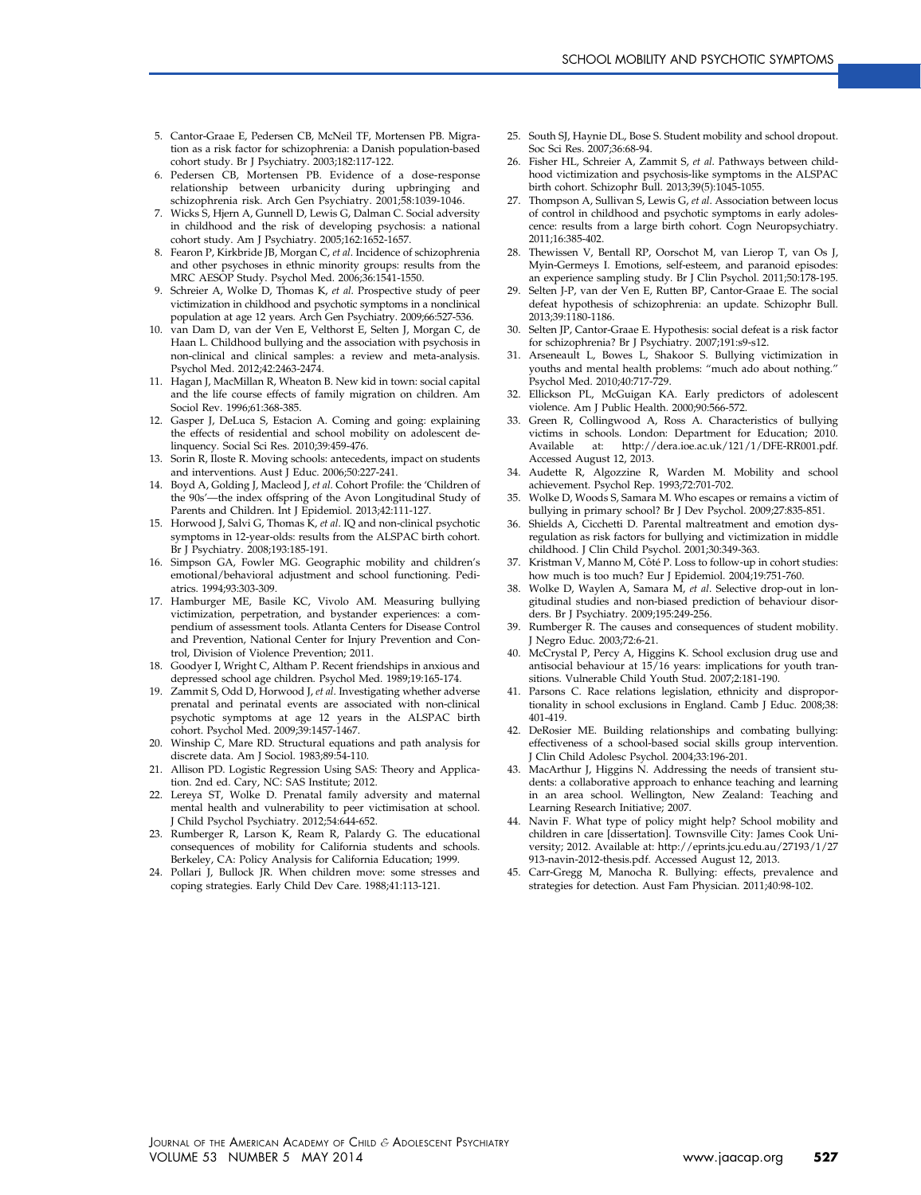5. Cantor-Graae E, Pedersen CB, McNeil TF, Mortensen PB. Migration as a risk factor for schizophrenia: a Danish population-based cohort study. Br J Psychiatry. 2003;182:117-122.
6. Pedersen CB, Mortensen PB. Evidence of a dose-response relationship between urbanicity during upbringing and schizophrenia risk. Arch Gen Psychiatry. 2001;58:1039-1046.
7. Wicks S, Hjern A, Gunnell D, Lewis G, Dalman C. Social adversity in childhood and the risk of developing psychosis: a national cohort study. Am J Psychiatry. 2005;162:1652-1657.
8. Fearon P, Kirkbride JB, Morgan C, *et al*. Incidence of schizophrenia and other psychoses in ethnic minority groups: results from the MRC AESOP Study. Psychol Med. 2006;36:1541-1550.
9. Schreier A, Wolke D, Thomas K, *et al*. Prospective study of peer victimization in childhood and psychotic symptoms in a nonclinical population at age 12 years. Arch Gen Psychiatry. 2009;66:527-536.
10. van Dam D, van der Ven E, Velthorst E, Selten J, Morgan C, de Haan L. Childhood bullying and the association with psychosis in non-clinical and clinical samples: a review and meta-analysis. Psychol Med. 2012;42:2463-2474.
11. Hagan J, MacMillan R, Wheaton B. New kid in town: social capital and the life course effects of family migration on children. Am Sociol Rev. 1996;61:368-385.
12. Gasper J, DeLuca S, Estacion A. Coming and going: explaining the effects of residential and school mobility on adolescent delinquency. Social Sci Res. 2010;39:459-476.
13. Sorin R, Iloste R. Moving schools: antecedents, impact on students and interventions. Aust J Educ. 2006;50:227-241.
14. Boyd A, Golding J, Macleod J, *et al*. Cohort Profile: the 'Children of the 90s'—the index offspring of the Avon Longitudinal Study of Parents and Children. Int J Epidemiol. 2013;42:111-127.
15. Horwood J, Salvi G, Thomas K, *et al*. IQ and non-clinical psychotic symptoms in 12-year-olds: results from the ALSPAC birth cohort. Br J Psychiatry. 2008;193:185-191.
16. Simpson GA, Fowler MG. Geographic mobility and children's emotional/behavioral adjustment and school functioning. Pediatrics. 1994;93:303-309.
17. Hamburger ME, Basile KC, Vivolo AM. Measuring bullying victimization, perpetration, and bystander experiences: a compendium of assessment tools. Atlanta Centers for Disease Control and Prevention, National Center for Injury Prevention and Control, Division of Violence Prevention; 2011.
18. Goodyer I, Wright C, Altham P. Recent friendships in anxious and depressed school age children. Psychol Med. 1989;19:165-174.
19. Zammit S, Odd D, Horwood J, *et al*. Investigating whether adverse prenatal and perinatal events are associated with non-clinical psychotic symptoms at age 12 years in the ALSPAC birth cohort. Psychol Med. 2009;39:1457-1467.
20. Winship C, Mare RD. Structural equations and path analysis for discrete data. Am J Sociol. 1983;89:54-110.
21. Allison PD. Logistic Regression Using SAS: Theory and Application. 2nd ed. Cary, NC: SAS Institute; 2012.
22. Lereya ST, Wolke D. Prenatal family adversity and maternal mental health and vulnerability to peer victimisation at school. J Child Psychol Psychiatry. 2012;54:644-652.
23. Rumberger R, Larson K, Ream R, Palardy G. The educational consequences of mobility for California students and schools. Berkeley, CA: Policy Analysis for California Education; 1999.
24. Pollari J, Bullock JR. When children move: some stresses and coping strategies. Early Child Dev Care. 1988;41:113-121.
25. South SJ, Haynie DL, Bose S. Student mobility and school dropout. Soc Sci Res. 2007;36:68-94.
26. Fisher HL, Schreier A, Zammit S, *et al*. Pathways between childhood victimization and psychosis-like symptoms in the ALSPAC birth cohort. Schizophr Bull. 2013;39(5):1045-1055.
27. Thompson A, Sullivan S, Lewis G, *et al*. Association between locus of control in childhood and psychotic symptoms in early adolescence: results from a large birth cohort. Cogn Neuropsychiatry. 2011;16:385-402.
28. Thewissen V, Bentall RP, Oorschot M, van Lierop T, van Os J, Myin-Germeys I. Emotions, self-esteem, and paranoid episodes: an experience sampling study. Br J Clin Psychol. 2011;50:178-195.
29. Selten J-P, van der Ven E, Rutten BP, Cantor-Graae E. The social defeat hypothesis of schizophrenia: an update. Schizophr Bull. 2013;39:1180-1186.
30. Selten JP, Cantor-Graae E. Hypothesis: social defeat is a risk factor for schizophrenia? Br J Psychiatry. 2007;191:s9-s12.
31. Arseneault L, Bowes L, Shakoor S. Bullying victimization in youths and mental health problems: "much ado about nothing." Psychol Med. 2010;40:717-729.
32. Ellickson PL, McGuigan KA. Early predictors of adolescent violence. Am J Public Health. 2000;90:566-572.
33. Green R, Collingwood A, Ross A. Characteristics of bullying victims in schools. London: Department for Education; 2010. Available at: http://dera.ioe.ac.uk/121/1/DFE-RR001.pdf. Accessed August 12, 2013.
34. Audette R, Algozzine R, Warden M. Mobility and school achievement. Psychol Rep. 1993;72:701-702.
35. Wolke D, Woods S, Samara M. Who escapes or remains a victim of bullying in primary school? Br J Dev Psychol. 2009;27:835-851.
36. Shields A, Cicchetti D. Parental maltreatment and emotion dysregulation as risk factors for bullying and victimization in middle childhood. J Clin Child Psychol. 2001;30:349-363.
37. Kristman V, Manno M, Côté P. Loss to follow-up in cohort studies: how much is too much? Eur J Epidemiol. 2004;19:751-760.
38. Wolke D, Waylen A, Samara M, *et al*. Selective drop-out in longitudinal studies and non-biased prediction of behaviour disorders. Br J Psychiatry. 2009;195:249-256.
39. Rumberger R. The causes and consequences of student mobility. J Negro Educ. 2003;72:6-21.
40. McCrystal P, Percy A, Higgins K. School exclusion drug use and antisocial behaviour at 15/16 years: implications for youth transitions. Vulnerable Child Youth Stud. 2007;2:181-190.
41. Parsons C. Race relations legislation, ethnicity and disproportionality in school exclusions in England. Camb J Educ. 2008;38: 401-419.
42. DeRosier ME. Building relationships and combating bullying: effectiveness of a school-based social skills group intervention. J Clin Child Adolesc Psychol. 2004;33:196-201.
43. MacArthur J, Higgins N. Addressing the needs of transient students: a collaborative approach to enhance teaching and learning in an area school. Wellington, New Zealand: Teaching and Learning Research Initiative; 2007.
44. Navin F. What type of policy might help? School mobility and children in care [dissertation]. Townsville City: James Cook University; 2012. Available at: http://eprints.jcu.edu.au/27193/1/27913-navin-2012-thesis.pdf. Accessed August 12, 2013.
45. Carr-Gregg M, Manocha R. Bullying: effects, prevalence and strategies for detection. Aust Fam Physician. 2011;40:98-102.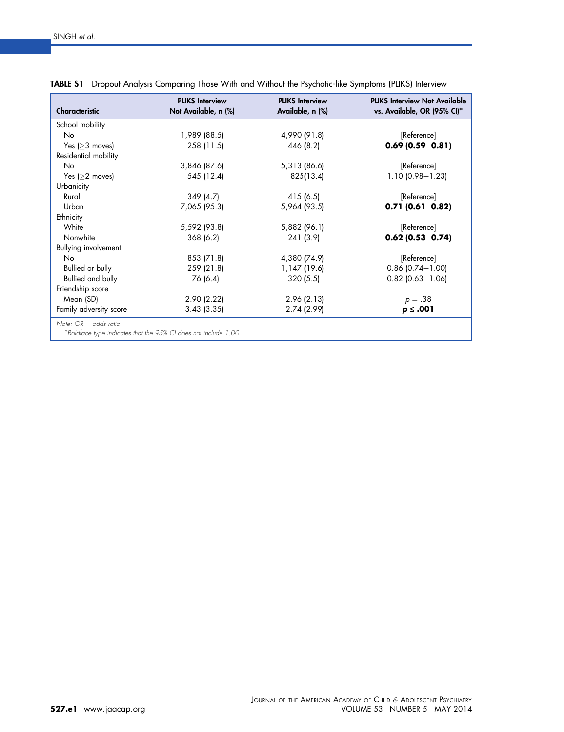**TABLE S1** Dropout Analysis Comparing Those With and Without the Psychotic-like Symptoms (PLIKS) Interview

| Characteristic | PLIKS Interview Not Available, n (%) | PLIKS Interview Available, n (%) | PLIKS Interview Not Available vs. Available, OR (95% CI)[a] |
|---|---|---|---|
| School mobility | | | |
| No | 1,989 (88.5) | 4,990 (91.8) | [Reference] |
| Yes (≥3 moves) | 258 (11.5) | 446 (8.2) | **0.69 (0.59–0.81)** |
| Residential mobility | | | |
| No | 3,846 (87.6) | 5,313 (86.6) | [Reference] |
| Yes (≥2 moves) | 545 (12.4) | 825(13.4) | 1.10 (0.98–1.23) |
| Urbanicity | | | |
| Rural | 349 (4.7) | 415 (6.5) | [Reference] |
| Urban | 7,065 (95.3) | 5,964 (93.5) | **0.71 (0.61–0.82)** |
| Ethnicity | | | |
| White | 5,592 (93.8) | 5,882 (96.1) | [Reference] |
| Nonwhite | 368 (6.2) | 241 (3.9) | **0.62 (0.53–0.74)** |
| Bullying involvement | | | |
| No | 853 (71.8) | 4,380 (74.9) | [Reference] |
| Bullied or bully | 259 (21.8) | 1,147 (19.6) | 0.86 (0.74–1.00) |
| Bullied and bully | 76 (6.4) | 320 (5.5) | 0.82 (0.63–1.06) |
| Friendship score | | | |
| Mean (SD) | 2.90 (2.22) | 2.96 (2.13) | $p = .38$ |
| Family adversity score | 3.43 (3.35) | 2.74 (2.99) | $\boldsymbol{p \leq .001}$ |

*Note: OR = odds ratio.*

[a]*Boldface type indicates that the 95% CI does not include 1.00.*